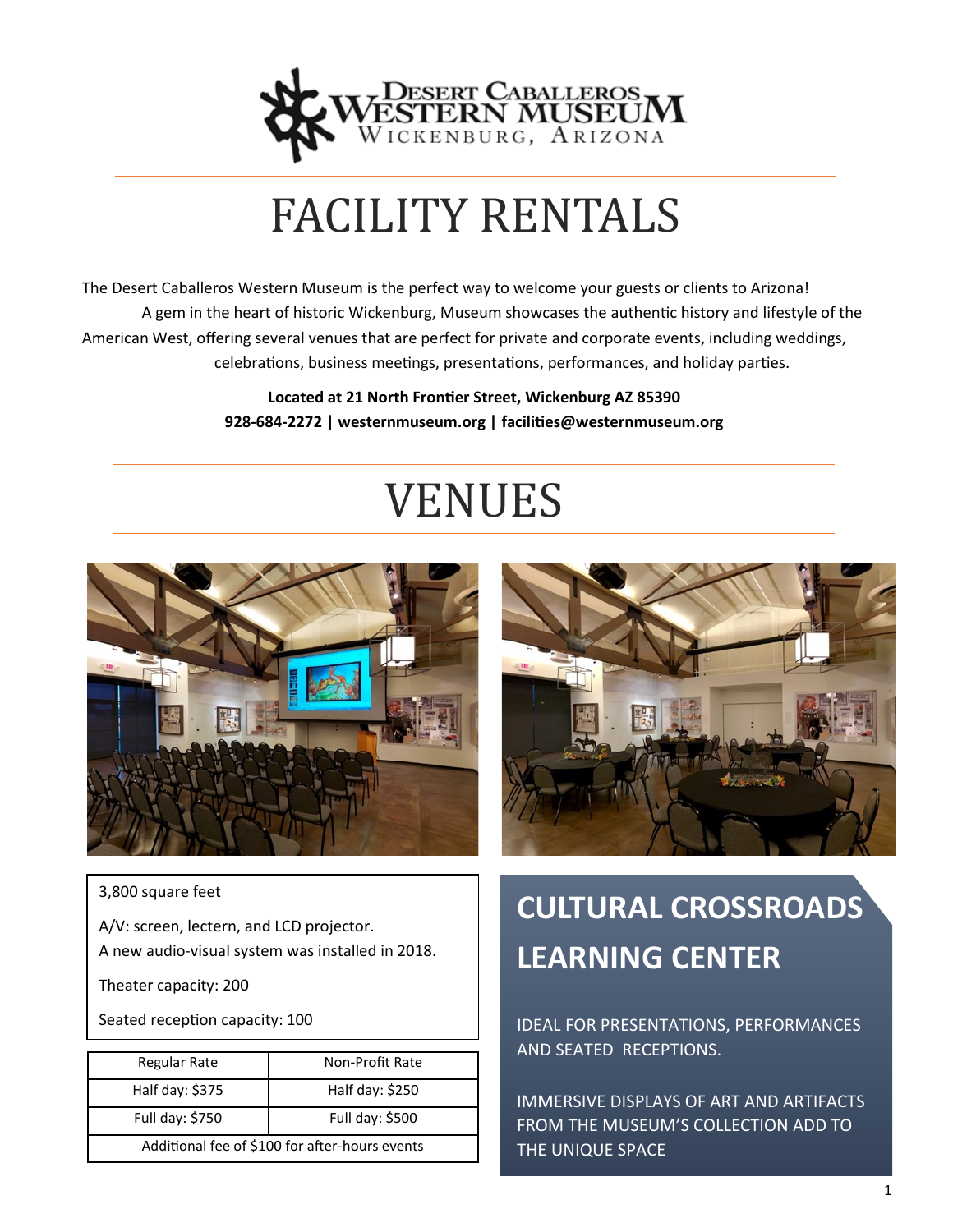# FACILITY RENTALS

The Desert Caballeros Western Museum is the perfect way to welcome your guests or clients to Arizona! A gem in the heart of historic Wickenburg, Museum showcases the authentic history and lifestyle of the American West, offering several venues that are perfect for private and corporate events, including weddings, celebrations, business meetings, presentations, performances, and holiday parties.

**Located at 21 North Frontier Street, Wickenburg AZ 85390**
**928-684-2272 | westernmuseum.org | facilities@westernmuseum.org**

# VENUES

## CULTURAL CROSSROADS LEARNING CENTER

IDEAL FOR PRESENTATIONS, PERFORMANCES AND SEATED RECEPTIONS.

IMMERSIVE DISPLAYS OF ART AND ARTIFACTS FROM THE MUSEUM'S COLLECTION ADD TO THE UNIQUE SPACE

3,800 square feet

A/V: screen, lectern, and LCD projector.
A new audio-visual system was installed in 2018.

Theater capacity: 200

Seated reception capacity: 100

| Regular Rate | Non-Profit Rate |
| --- | --- |
| Half day: $375 | Half day: $250 |
| Full day: $750 | Full day: $500 |
| Additional fee of $100 for after-hours events | |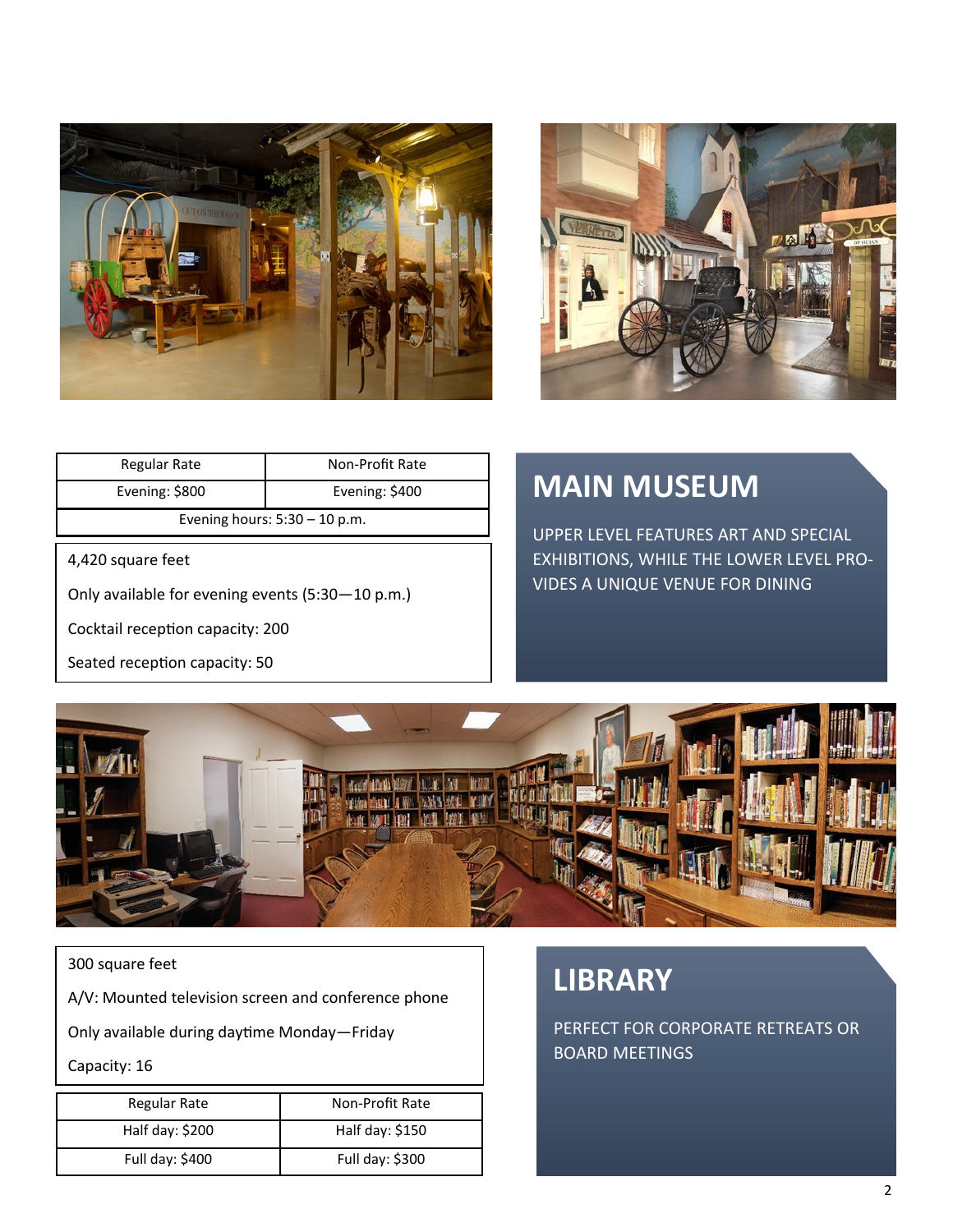## MAIN MUSEUM

UPPER LEVEL FEATURES ART AND SPECIAL EXHIBITIONS, WHILE THE LOWER LEVEL PROVIDES A UNIQUE VENUE FOR DINING

| Regular Rate | Non-Profit Rate |
|---|---|
| Evening: $800 | Evening: $400 |
| Evening hours: 5:30 – 10 p.m. | |

4,420 square feet

Only available for evening events (5:30—10 p.m.)

Cocktail reception capacity: 200

Seated reception capacity: 50

## LIBRARY

PERFECT FOR CORPORATE RETREATS OR BOARD MEETINGS

300 square feet

A/V: Mounted television screen and conference phone

Only available during daytime Monday—Friday

Capacity: 16

| Regular Rate | Non-Profit Rate |
|---|---|
| Half day: $200 | Half day: $150 |
| Full day: $400 | Full day: $300 |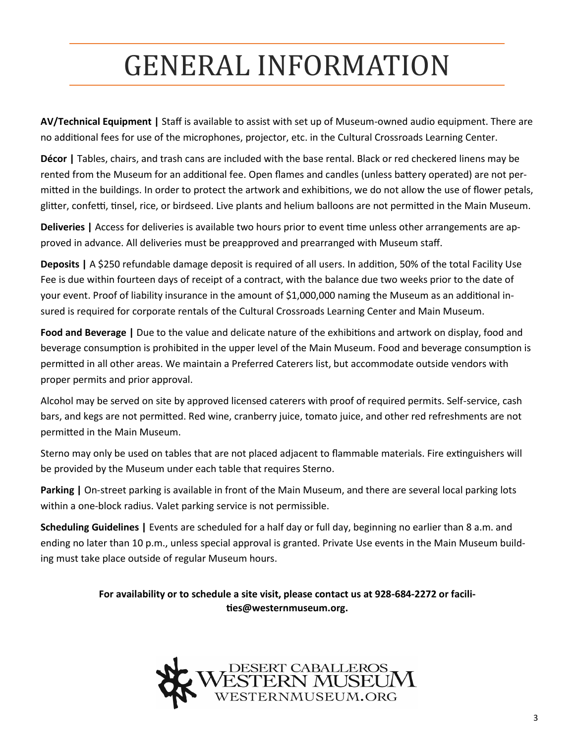# GENERAL INFORMATION

**AV/Technical Equipment |** Staff is available to assist with set up of Museum-owned audio equipment. There are no additional fees for use of the microphones, projector, etc. in the Cultural Crossroads Learning Center.

**Décor |** Tables, chairs, and trash cans are included with the base rental. Black or red checkered linens may be rented from the Museum for an additional fee. Open flames and candles (unless battery operated) are not permitted in the buildings. In order to protect the artwork and exhibitions, we do not allow the use of flower petals, glitter, confetti, tinsel, rice, or birdseed. Live plants and helium balloons are not permitted in the Main Museum.

**Deliveries |** Access for deliveries is available two hours prior to event time unless other arrangements are approved in advance. All deliveries must be preapproved and prearranged with Museum staff.

**Deposits |** A $250 refundable damage deposit is required of all users. In addition, 50% of the total Facility Use Fee is due within fourteen days of receipt of a contract, with the balance due two weeks prior to the date of your event. Proof of liability insurance in the amount of $1,000,000 naming the Museum as an additional insured is required for corporate rentals of the Cultural Crossroads Learning Center and Main Museum.

**Food and Beverage |** Due to the value and delicate nature of the exhibitions and artwork on display, food and beverage consumption is prohibited in the upper level of the Main Museum. Food and beverage consumption is permitted in all other areas. We maintain a Preferred Caterers list, but accommodate outside vendors with proper permits and prior approval.

Alcohol may be served on site by approved licensed caterers with proof of required permits. Self-service, cash bars, and kegs are not permitted. Red wine, cranberry juice, tomato juice, and other red refreshments are not permitted in the Main Museum.

Sterno may only be used on tables that are not placed adjacent to flammable materials. Fire extinguishers will be provided by the Museum under each table that requires Sterno.

**Parking |** On-street parking is available in front of the Main Museum, and there are several local parking lots within a one-block radius. Valet parking service is not permissible.

**Scheduling Guidelines |** Events are scheduled for a half day or full day, beginning no earlier than 8 a.m. and ending no later than 10 p.m., unless special approval is granted. Private Use events in the Main Museum building must take place outside of regular Museum hours.

**For availability or to schedule a site visit, please contact us at 928-684-2272 or facilities@westernmuseum.org.**

DESERT CABALLEROS WESTERN MUSEUM
WESTERNMUSEUM.ORG